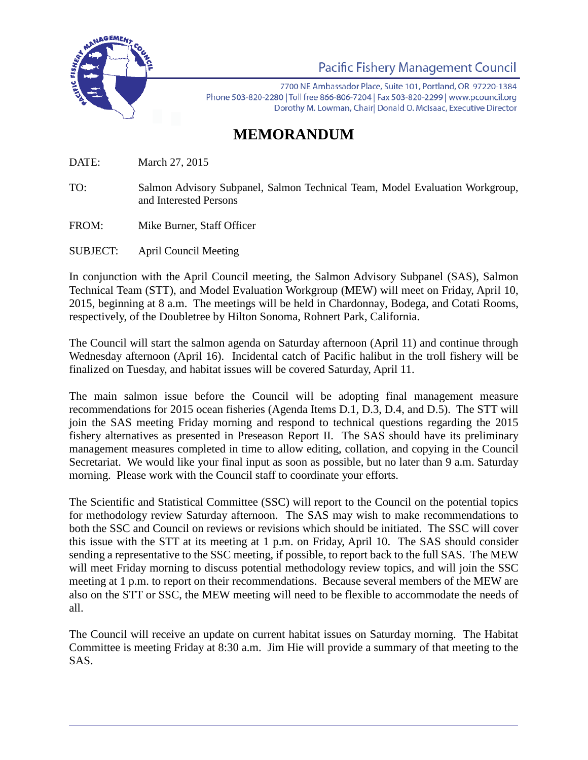Pacific Fishery Management Council

7700 NE Ambassador Place, Suite 101, Portland, OR 97220-1384
Phone 503-820-2280 | Toll free 866-806-7204 | Fax 503-820-2299 | www.pcouncil.org
Dorothy M. Lowman, Chair| Donald O. McIsaac, Executive Director

# MEMORANDUM

DATE: March 27, 2015

TO: Salmon Advisory Subpanel, Salmon Technical Team, Model Evaluation Workgroup, and Interested Persons

FROM: Mike Burner, Staff Officer

SUBJECT: April Council Meeting

In conjunction with the April Council meeting, the Salmon Advisory Subpanel (SAS), Salmon Technical Team (STT), and Model Evaluation Workgroup (MEW) will meet on Friday, April 10, 2015, beginning at 8 a.m. The meetings will be held in Chardonnay, Bodega, and Cotati Rooms, respectively, of the Doubletree by Hilton Sonoma, Rohnert Park, California.

The Council will start the salmon agenda on Saturday afternoon (April 11) and continue through Wednesday afternoon (April 16). Incidental catch of Pacific halibut in the troll fishery will be finalized on Tuesday, and habitat issues will be covered Saturday, April 11.

The main salmon issue before the Council will be adopting final management measure recommendations for 2015 ocean fisheries (Agenda Items D.1, D.3, D.4, and D.5). The STT will join the SAS meeting Friday morning and respond to technical questions regarding the 2015 fishery alternatives as presented in Preseason Report II. The SAS should have its preliminary management measures completed in time to allow editing, collation, and copying in the Council Secretariat. We would like your final input as soon as possible, but no later than 9 a.m. Saturday morning. Please work with the Council staff to coordinate your efforts.

The Scientific and Statistical Committee (SSC) will report to the Council on the potential topics for methodology review Saturday afternoon. The SAS may wish to make recommendations to both the SSC and Council on reviews or revisions which should be initiated. The SSC will cover this issue with the STT at its meeting at 1 p.m. on Friday, April 10. The SAS should consider sending a representative to the SSC meeting, if possible, to report back to the full SAS. The MEW will meet Friday morning to discuss potential methodology review topics, and will join the SSC meeting at 1 p.m. to report on their recommendations. Because several members of the MEW are also on the STT or SSC, the MEW meeting will need to be flexible to accommodate the needs of all.

The Council will receive an update on current habitat issues on Saturday morning. The Habitat Committee is meeting Friday at 8:30 a.m. Jim Hie will provide a summary of that meeting to the SAS.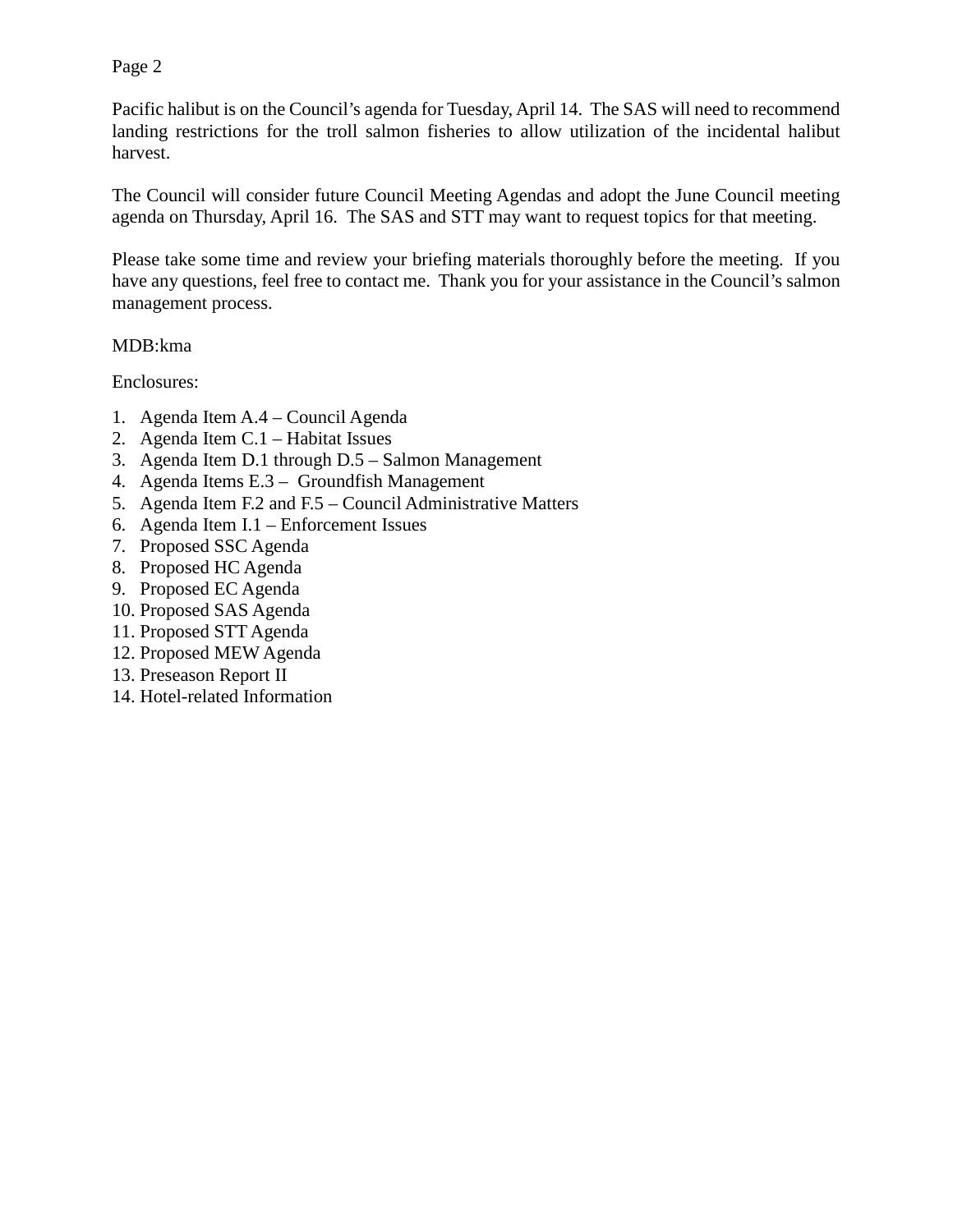Pacific halibut is on the Council's agenda for Tuesday, April 14. The SAS will need to recommend landing restrictions for the troll salmon fisheries to allow utilization of the incidental halibut harvest.

The Council will consider future Council Meeting Agendas and adopt the June Council meeting agenda on Thursday, April 16. The SAS and STT may want to request topics for that meeting.

Please take some time and review your briefing materials thoroughly before the meeting. If you have any questions, feel free to contact me. Thank you for your assistance in the Council's salmon management process.

MDB:kma

Enclosures:

1. Agenda Item A.4 – Council Agenda
2. Agenda Item C.1 – Habitat Issues
3. Agenda Item D.1 through D.5 – Salmon Management
4. Agenda Items E.3 – Groundfish Management
5. Agenda Item F.2 and F.5 – Council Administrative Matters
6. Agenda Item I.1 – Enforcement Issues
7. Proposed SSC Agenda
8. Proposed HC Agenda
9. Proposed EC Agenda
10. Proposed SAS Agenda
11. Proposed STT Agenda
12. Proposed MEW Agenda
13. Preseason Report II
14. Hotel-related Information